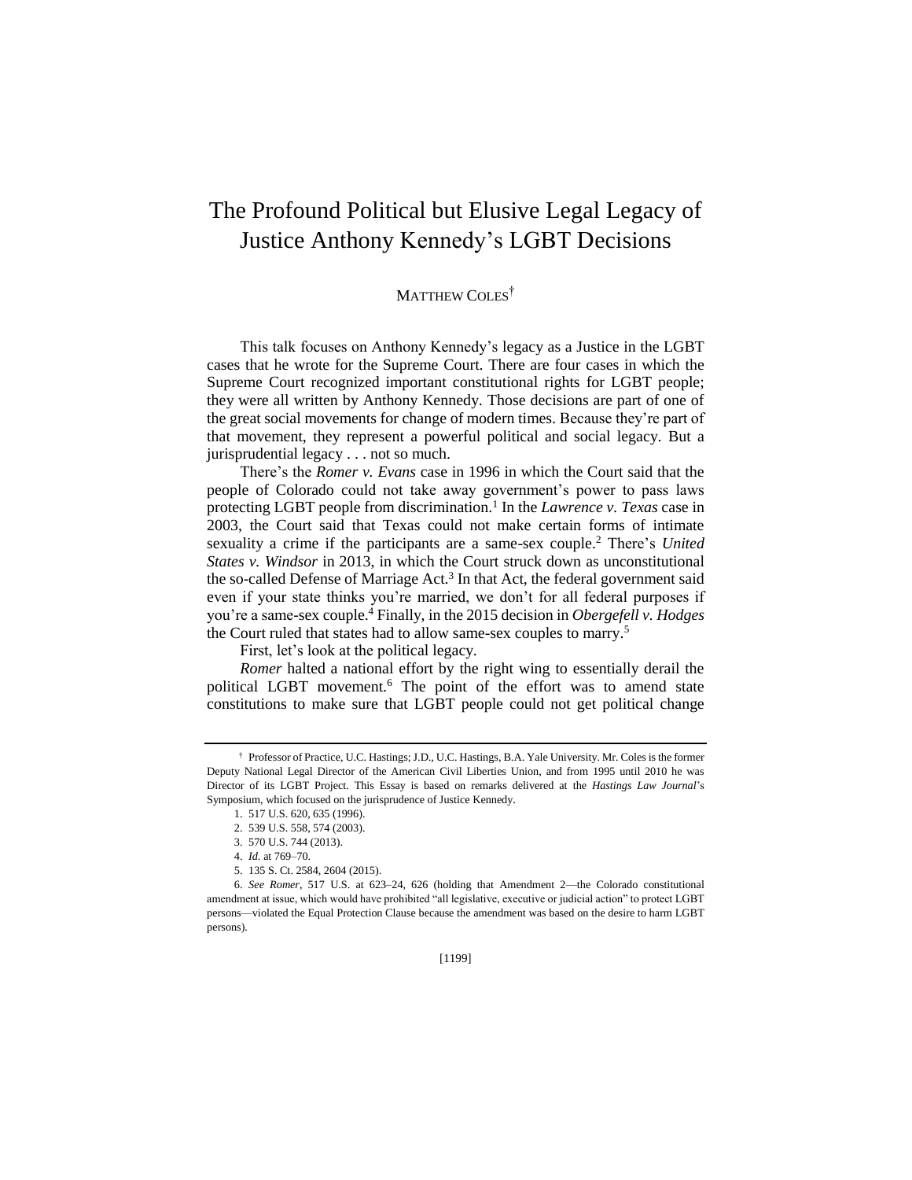# The Profound Political but Elusive Legal Legacy of Justice Anthony Kennedy's LGBT Decisions

MATTHEW COLES[†]

This talk focuses on Anthony Kennedy's legacy as a Justice in the LGBT cases that he wrote for the Supreme Court. There are four cases in which the Supreme Court recognized important constitutional rights for LGBT people; they were all written by Anthony Kennedy. Those decisions are part of one of the great social movements for change of modern times. Because they're part of that movement, they represent a powerful political and social legacy. But a jurisprudential legacy . . . not so much.

There's the *Romer v. Evans* case in 1996 in which the Court said that the people of Colorado could not take away government's power to pass laws protecting LGBT people from discrimination.[1] In the *Lawrence v. Texas* case in 2003, the Court said that Texas could not make certain forms of intimate sexuality a crime if the participants are a same-sex couple.[2] There's *United States v. Windsor* in 2013, in which the Court struck down as unconstitutional the so-called Defense of Marriage Act.[3] In that Act, the federal government said even if your state thinks you're married, we don't for all federal purposes if you're a same-sex couple.[4] Finally, in the 2015 decision in *Obergefell v. Hodges* the Court ruled that states had to allow same-sex couples to marry.[5]

First, let's look at the political legacy.

*Romer* halted a national effort by the right wing to essentially derail the political LGBT movement.[6] The point of the effort was to amend state constitutions to make sure that LGBT people could not get political change

---

† Professor of Practice, U.C. Hastings; J.D., U.C. Hastings, B.A. Yale University. Mr. Coles is the former Deputy National Legal Director of the American Civil Liberties Union, and from 1995 until 2010 he was Director of its LGBT Project. This Essay is based on remarks delivered at the *Hastings Law Journal*'s Symposium, which focused on the jurisprudence of Justice Kennedy.

1. 517 U.S. 620, 635 (1996).

2. 539 U.S. 558, 574 (2003).

3. 570 U.S. 744 (2013).

4. *Id.* at 769–70.

5. 135 S. Ct. 2584, 2604 (2015).

6. *See Romer*, 517 U.S. at 623–24, 626 (holding that Amendment 2—the Colorado constitutional amendment at issue, which would have prohibited "all legislative, executive or judicial action" to protect LGBT persons—violated the Equal Protection Clause because the amendment was based on the desire to harm LGBT persons).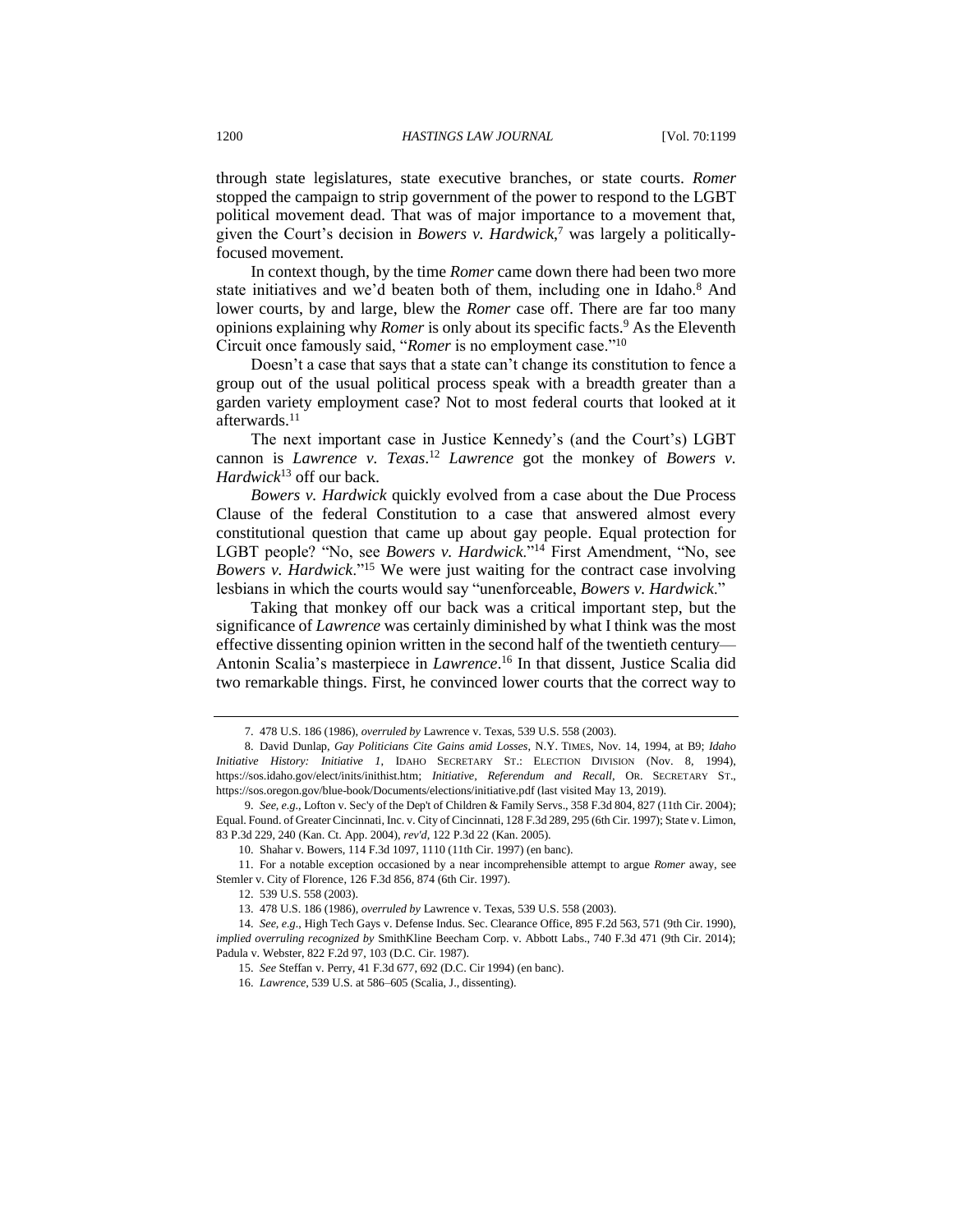through state legislatures, state executive branches, or state courts. *Romer* stopped the campaign to strip government of the power to respond to the LGBT political movement dead. That was of major importance to a movement that, given the Court's decision in *Bowers v. Hardwick*,[7] was largely a politically-focused movement.

In context though, by the time *Romer* came down there had been two more state initiatives and we'd beaten both of them, including one in Idaho.[8] And lower courts, by and large, blew the *Romer* case off. There are far too many opinions explaining why *Romer* is only about its specific facts.[9] As the Eleventh Circuit once famously said, "*Romer* is no employment case."[10]

Doesn't a case that says that a state can't change its constitution to fence a group out of the usual political process speak with a breadth greater than a garden variety employment case? Not to most federal courts that looked at it afterwards.[11]

The next important case in Justice Kennedy's (and the Court's) LGBT cannon is *Lawrence v. Texas*.[12] *Lawrence* got the monkey of *Bowers v. Hardwick*[13] off our back.

*Bowers v. Hardwick* quickly evolved from a case about the Due Process Clause of the federal Constitution to a case that answered almost every constitutional question that came up about gay people. Equal protection for LGBT people? "No, see *Bowers v. Hardwick*."[14] First Amendment, "No, see *Bowers v. Hardwick*."[15] We were just waiting for the contract case involving lesbians in which the courts would say "unenforceable, *Bowers v. Hardwick*."

Taking that monkey off our back was a critical important step, but the significance of *Lawrence* was certainly diminished by what I think was the most effective dissenting opinion written in the second half of the twentieth century—Antonin Scalia's masterpiece in *Lawrence*.[16] In that dissent, Justice Scalia did two remarkable things. First, he convinced lower courts that the correct way to

---

7. 478 U.S. 186 (1986), *overruled by* Lawrence v. Texas, 539 U.S. 558 (2003).

8. David Dunlap, *Gay Politicians Cite Gains amid Losses*, N.Y. TIMES, Nov. 14, 1994, at B9; *Idaho Initiative History: Initiative 1*, IDAHO SECRETARY ST.: ELECTION DIVISION (Nov. 8, 1994), https://sos.idaho.gov/elect/inits/inithist.htm; *Initiative, Referendum and Recall*, OR. SECRETARY ST., https://sos.oregon.gov/blue-book/Documents/elections/initiative.pdf (last visited May 13, 2019).

9. *See, e.g.*, Lofton v. Sec'y of the Dep't of Children & Family Servs., 358 F.3d 804, 827 (11th Cir. 2004); Equal. Found. of Greater Cincinnati, Inc. v. City of Cincinnati, 128 F.3d 289, 295 (6th Cir. 1997); State v. Limon, 83 P.3d 229, 240 (Kan. Ct. App. 2004), *rev'd*, 122 P.3d 22 (Kan. 2005).

10. Shahar v. Bowers, 114 F.3d 1097, 1110 (11th Cir. 1997) (en banc).

11. For a notable exception occasioned by a near incomprehensible attempt to argue *Romer* away, see Stemler v. City of Florence, 126 F.3d 856, 874 (6th Cir. 1997).

12. 539 U.S. 558 (2003).

13. 478 U.S. 186 (1986), *overruled by* Lawrence v. Texas, 539 U.S. 558 (2003).

14. *See, e.g.*, High Tech Gays v. Defense Indus. Sec. Clearance Office, 895 F.2d 563, 571 (9th Cir. 1990), *implied overruling recognized by* SmithKline Beecham Corp. v. Abbott Labs., 740 F.3d 471 (9th Cir. 2014); Padula v. Webster, 822 F.2d 97, 103 (D.C. Cir. 1987).

15. *See* Steffan v. Perry, 41 F.3d 677, 692 (D.C. Cir 1994) (en banc).

16. *Lawrence*, 539 U.S. at 586–605 (Scalia, J., dissenting).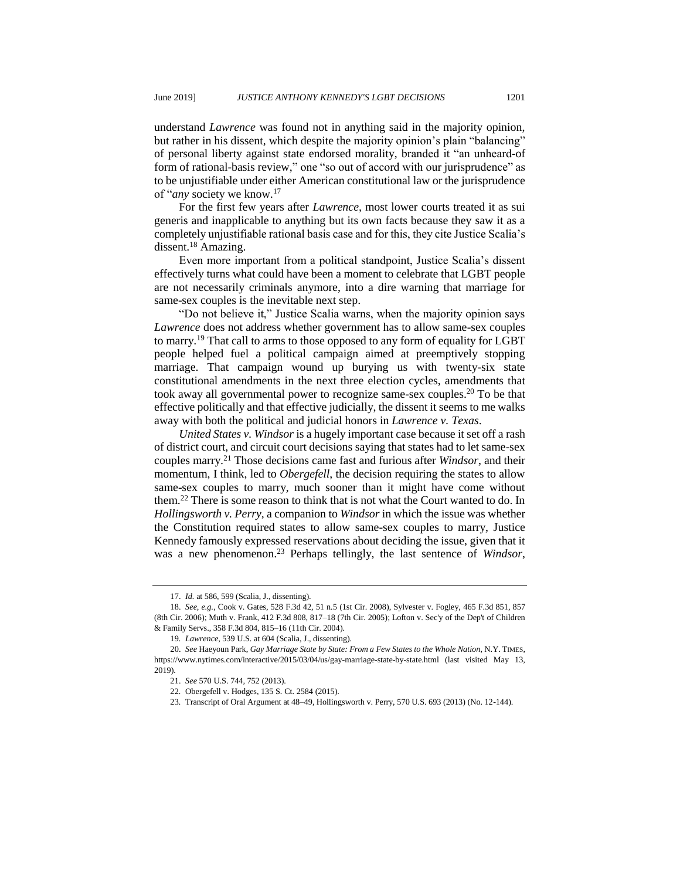understand *Lawrence* was found not in anything said in the majority opinion, but rather in his dissent, which despite the majority opinion's plain "balancing" of personal liberty against state endorsed morality, branded it "an unheard-of form of rational-basis review," one "so out of accord with our jurisprudence" as to be unjustifiable under either American constitutional law or the jurisprudence of "*any* society we know.[17]

For the first few years after *Lawrence*, most lower courts treated it as sui generis and inapplicable to anything but its own facts because they saw it as a completely unjustifiable rational basis case and for this, they cite Justice Scalia's dissent.[18] Amazing.

Even more important from a political standpoint, Justice Scalia's dissent effectively turns what could have been a moment to celebrate that LGBT people are not necessarily criminals anymore, into a dire warning that marriage for same-sex couples is the inevitable next step.

"Do not believe it," Justice Scalia warns, when the majority opinion says *Lawrence* does not address whether government has to allow same-sex couples to marry.[19] That call to arms to those opposed to any form of equality for LGBT people helped fuel a political campaign aimed at preemptively stopping marriage. That campaign wound up burying us with twenty-six state constitutional amendments in the next three election cycles, amendments that took away all governmental power to recognize same-sex couples.[20] To be that effective politically and that effective judicially, the dissent it seems to me walks away with both the political and judicial honors in *Lawrence v. Texas*.

*United States v. Windsor* is a hugely important case because it set off a rash of district court, and circuit court decisions saying that states had to let same-sex couples marry.[21] Those decisions came fast and furious after *Windsor*, and their momentum, I think, led to *Obergefell*, the decision requiring the states to allow same-sex couples to marry, much sooner than it might have come without them.[22] There is some reason to think that is not what the Court wanted to do. In *Hollingsworth v. Perry*, a companion to *Windsor* in which the issue was whether the Constitution required states to allow same-sex couples to marry, Justice Kennedy famously expressed reservations about deciding the issue, given that it was a new phenomenon.[23] Perhaps tellingly, the last sentence of *Windsor*,

---

17. *Id.* at 586, 599 (Scalia, J., dissenting).

18. *See, e.g.*, Cook v. Gates, 528 F.3d 42, 51 n.5 (1st Cir. 2008), Sylvester v. Fogley, 465 F.3d 851, 857 (8th Cir. 2006); Muth v. Frank, 412 F.3d 808, 817–18 (7th Cir. 2005); Lofton v. Sec'y of the Dep't of Children & Family Servs., 358 F.3d 804, 815–16 (11th Cir. 2004).

19. *Lawrence*, 539 U.S. at 604 (Scalia, J., dissenting).

20. *See* Haeyoun Park, *Gay Marriage State by State: From a Few States to the Whole Nation*, N.Y. TIMES, https://www.nytimes.com/interactive/2015/03/04/us/gay-marriage-state-by-state.html (last visited May 13, 2019).

21. *See* 570 U.S. 744, 752 (2013).

22. Obergefell v. Hodges, 135 S. Ct. 2584 (2015).

23. Transcript of Oral Argument at 48–49, Hollingsworth v. Perry, 570 U.S. 693 (2013) (No. 12-144).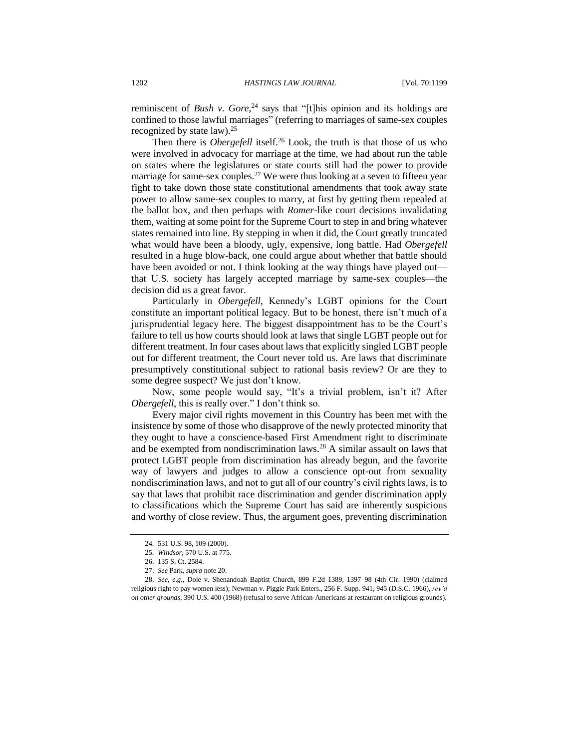reminiscent of *Bush v. Gore*,[24] says that "[t]his opinion and its holdings are confined to those lawful marriages" (referring to marriages of same-sex couples recognized by state law).[25]

Then there is *Obergefell* itself.[26] Look, the truth is that those of us who were involved in advocacy for marriage at the time, we had about run the table on states where the legislatures or state courts still had the power to provide marriage for same-sex couples.[27] We were thus looking at a seven to fifteen year fight to take down those state constitutional amendments that took away state power to allow same-sex couples to marry, at first by getting them repealed at the ballot box, and then perhaps with *Romer*-like court decisions invalidating them, waiting at some point for the Supreme Court to step in and bring whatever states remained into line. By stepping in when it did, the Court greatly truncated what would have been a bloody, ugly, expensive, long battle. Had *Obergefell* resulted in a huge blow-back, one could argue about whether that battle should have been avoided or not. I think looking at the way things have played out—that U.S. society has largely accepted marriage by same-sex couples—the decision did us a great favor.

Particularly in *Obergefell*, Kennedy's LGBT opinions for the Court constitute an important political legacy. But to be honest, there isn't much of a jurisprudential legacy here. The biggest disappointment has to be the Court's failure to tell us how courts should look at laws that single LGBT people out for different treatment. In four cases about laws that explicitly singled LGBT people out for different treatment, the Court never told us. Are laws that discriminate presumptively constitutional subject to rational basis review? Or are they to some degree suspect? We just don't know.

Now, some people would say, "It's a trivial problem, isn't it? After *Obergefell*, this is really over." I don't think so.

Every major civil rights movement in this Country has been met with the insistence by some of those who disapprove of the newly protected minority that they ought to have a conscience-based First Amendment right to discriminate and be exempted from nondiscrimination laws.[28] A similar assault on laws that protect LGBT people from discrimination has already begun, and the favorite way of lawyers and judges to allow a conscience opt-out from sexuality nondiscrimination laws, and not to gut all of our country's civil rights laws, is to say that laws that prohibit race discrimination and gender discrimination apply to classifications which the Supreme Court has said are inherently suspicious and worthy of close review. Thus, the argument goes, preventing discrimination

---

24. 531 U.S. 98, 109 (2000).

25. *Windsor*, 570 U.S. at 775.

26. 135 S. Ct. 2584.

27. *See* Park, *supra* note 20.

28. *See, e.g.*, Dole v. Shenandoah Baptist Church, 899 F.2d 1389, 1397–98 (4th Cir. 1990) (claimed religious right to pay women less); Newman v. Piggie Park Enters., 256 F. Supp. 941, 945 (D.S.C. 1966), *rev'd on other grounds*, 390 U.S. 400 (1968) (refusal to serve African-Americans at restaurant on religious grounds).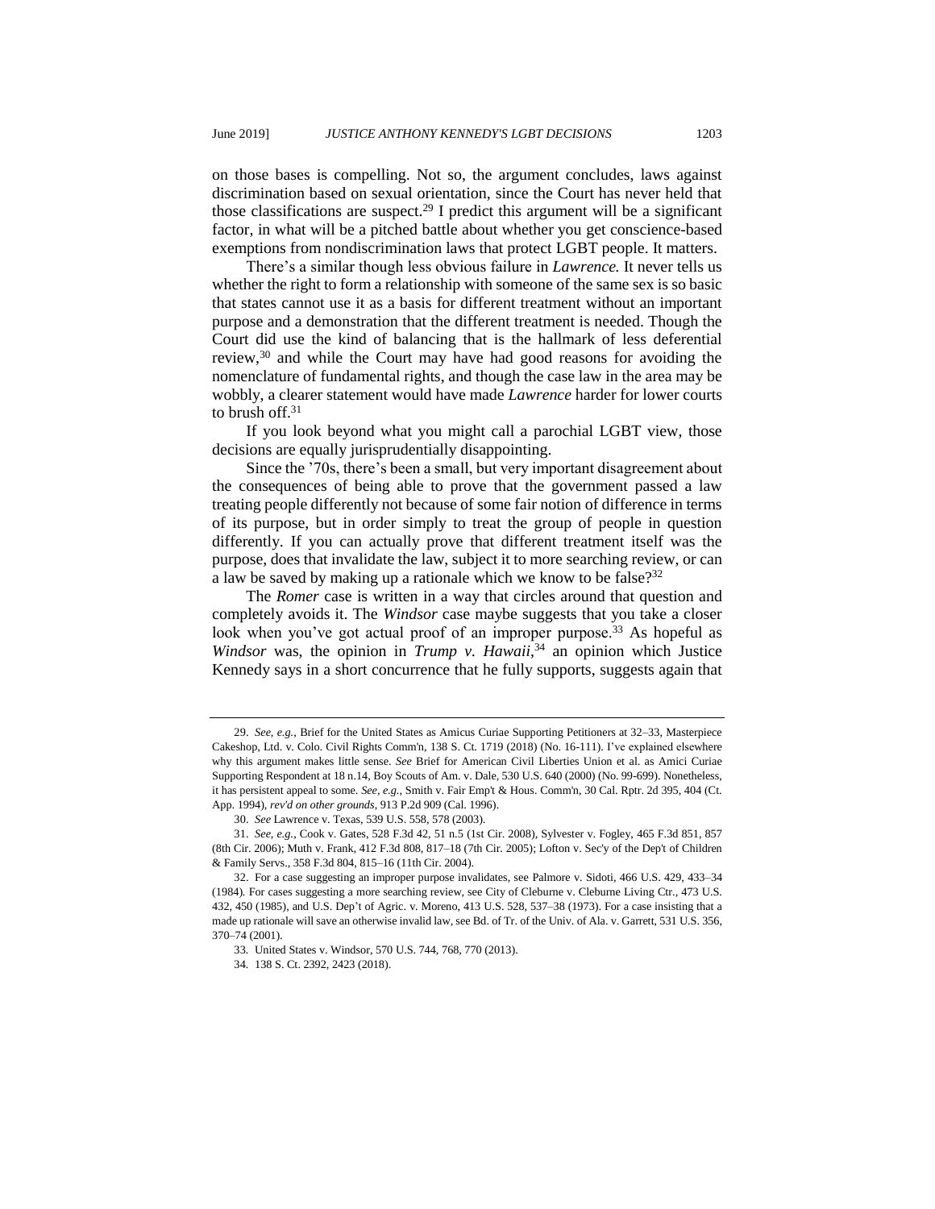on those bases is compelling. Not so, the argument concludes, laws against discrimination based on sexual orientation, since the Court has never held that those classifications are suspect.[29] I predict this argument will be a significant factor, in what will be a pitched battle about whether you get conscience-based exemptions from nondiscrimination laws that protect LGBT people. It matters.

There's a similar though less obvious failure in *Lawrence.* It never tells us whether the right to form a relationship with someone of the same sex is so basic that states cannot use it as a basis for different treatment without an important purpose and a demonstration that the different treatment is needed. Though the Court did use the kind of balancing that is the hallmark of less deferential review,[30] and while the Court may have had good reasons for avoiding the nomenclature of fundamental rights, and though the case law in the area may be wobbly, a clearer statement would have made *Lawrence* harder for lower courts to brush off.[31]

If you look beyond what you might call a parochial LGBT view, those decisions are equally jurisprudentially disappointing.

Since the '70s, there's been a small, but very important disagreement about the consequences of being able to prove that the government passed a law treating people differently not because of some fair notion of difference in terms of its purpose, but in order simply to treat the group of people in question differently. If you can actually prove that different treatment itself was the purpose, does that invalidate the law, subject it to more searching review, or can a law be saved by making up a rationale which we know to be false?[32]

The *Romer* case is written in a way that circles around that question and completely avoids it. The *Windsor* case maybe suggests that you take a closer look when you've got actual proof of an improper purpose.[33] As hopeful as *Windsor* was, the opinion in *Trump v. Hawaii*,[34] an opinion which Justice Kennedy says in a short concurrence that he fully supports, suggests again that

---

29. *See, e.g.*, Brief for the United States as Amicus Curiae Supporting Petitioners at 32–33, Masterpiece Cakeshop, Ltd. v. Colo. Civil Rights Comm'n, 138 S. Ct. 1719 (2018) (No. 16-111). I've explained elsewhere why this argument makes little sense. *See* Brief for American Civil Liberties Union et al. as Amici Curiae Supporting Respondent at 18 n.14, Boy Scouts of Am. v. Dale, 530 U.S. 640 (2000) (No. 99-699). Nonetheless, it has persistent appeal to some. *See, e.g.*, Smith v. Fair Emp't & Hous. Comm'n, 30 Cal. Rptr. 2d 395, 404 (Ct. App. 1994), *rev'd on other grounds*, 913 P.2d 909 (Cal. 1996).

30. *See* Lawrence v. Texas, 539 U.S. 558, 578 (2003).

31. *See, e.g.*, Cook v. Gates, 528 F.3d 42, 51 n.5 (1st Cir. 2008), Sylvester v. Fogley, 465 F.3d 851, 857 (8th Cir. 2006); Muth v. Frank, 412 F.3d 808, 817–18 (7th Cir. 2005); Lofton v. Sec'y of the Dep't of Children & Family Servs., 358 F.3d 804, 815–16 (11th Cir. 2004).

32. For a case suggesting an improper purpose invalidates, see Palmore v. Sidoti, 466 U.S. 429, 433–34 (1984). For cases suggesting a more searching review, see City of Cleburne v. Cleburne Living Ctr., 473 U.S. 432, 450 (1985), and U.S. Dep't of Agric. v. Moreno, 413 U.S. 528, 537–38 (1973). For a case insisting that a made up rationale will save an otherwise invalid law, see Bd. of Tr. of the Univ. of Ala. v. Garrett, 531 U.S. 356, 370–74 (2001).

33. United States v. Windsor, 570 U.S. 744, 768, 770 (2013).

34. 138 S. Ct. 2392, 2423 (2018).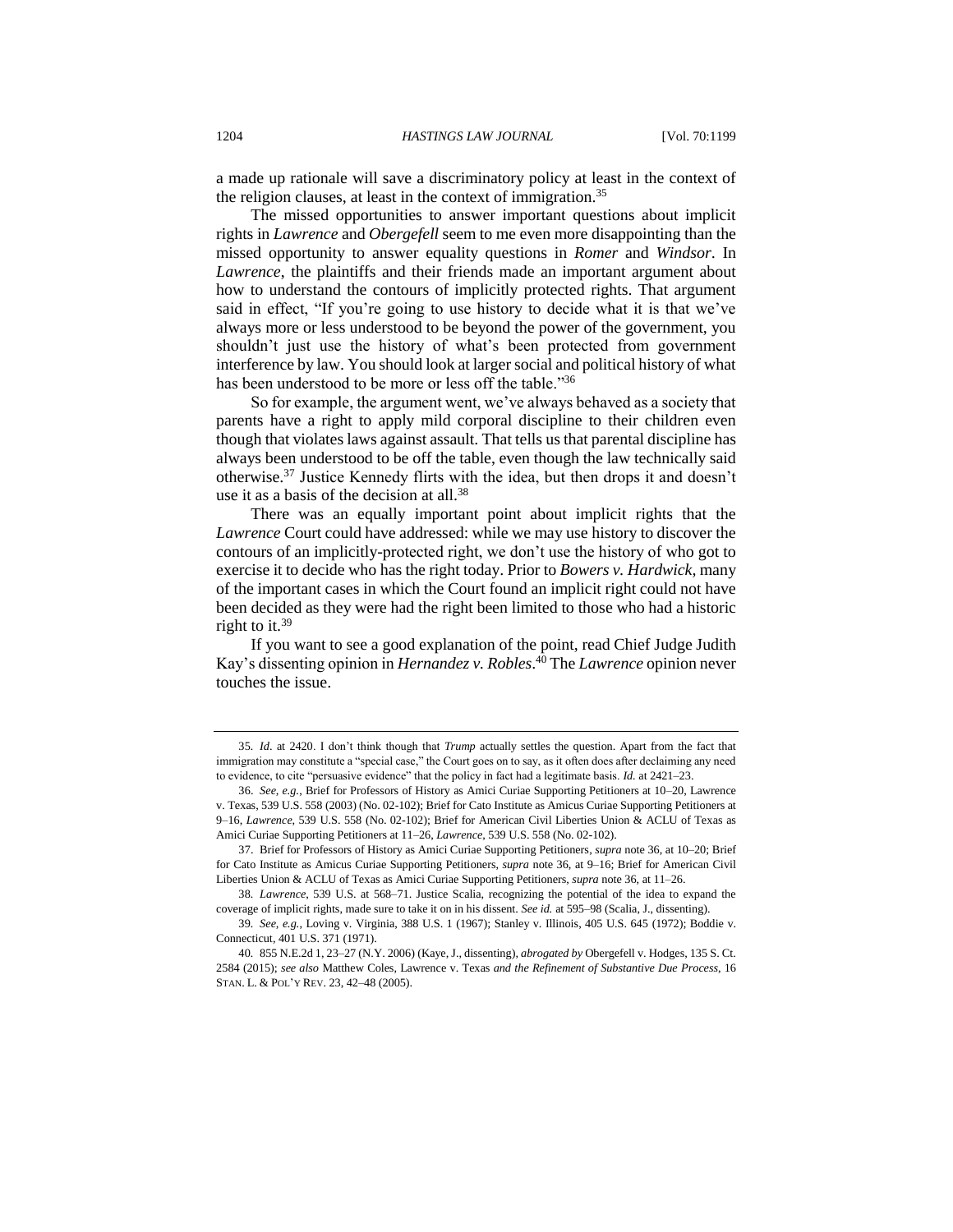a made up rationale will save a discriminatory policy at least in the context of the religion clauses, at least in the context of immigration.[35]

The missed opportunities to answer important questions about implicit rights in *Lawrence* and *Obergefell* seem to me even more disappointing than the missed opportunity to answer equality questions in *Romer* and *Windsor*. In *Lawrence*, the plaintiffs and their friends made an important argument about how to understand the contours of implicitly protected rights. That argument said in effect, "If you're going to use history to decide what it is that we've always more or less understood to be beyond the power of the government, you shouldn't just use the history of what's been protected from government interference by law. You should look at larger social and political history of what has been understood to be more or less off the table."[36]

So for example, the argument went, we've always behaved as a society that parents have a right to apply mild corporal discipline to their children even though that violates laws against assault. That tells us that parental discipline has always been understood to be off the table, even though the law technically said otherwise.[37] Justice Kennedy flirts with the idea, but then drops it and doesn't use it as a basis of the decision at all.[38]

There was an equally important point about implicit rights that the *Lawrence* Court could have addressed: while we may use history to discover the contours of an implicitly-protected right, we don't use the history of who got to exercise it to decide who has the right today. Prior to *Bowers v. Hardwick*, many of the important cases in which the Court found an implicit right could not have been decided as they were had the right been limited to those who had a historic right to it.[39]

If you want to see a good explanation of the point, read Chief Judge Judith Kay's dissenting opinion in *Hernandez v. Robles*.[40] The *Lawrence* opinion never touches the issue.

---

35. *Id*. at 2420. I don't think though that *Trump* actually settles the question. Apart from the fact that immigration may constitute a "special case," the Court goes on to say, as it often does after declaiming any need to evidence, to cite "persuasive evidence" that the policy in fact had a legitimate basis. *Id.* at 2421–23.

36. *See, e.g.*, Brief for Professors of History as Amici Curiae Supporting Petitioners at 10–20, Lawrence v. Texas, 539 U.S. 558 (2003) (No. 02-102); Brief for Cato Institute as Amicus Curiae Supporting Petitioners at 9–16, *Lawrence*, 539 U.S. 558 (No. 02-102); Brief for American Civil Liberties Union & ACLU of Texas as Amici Curiae Supporting Petitioners at 11–26, *Lawrence*, 539 U.S. 558 (No. 02-102).

37. Brief for Professors of History as Amici Curiae Supporting Petitioners, *supra* note 36, at 10–20; Brief for Cato Institute as Amicus Curiae Supporting Petitioners, *supra* note 36, at 9–16; Brief for American Civil Liberties Union & ACLU of Texas as Amici Curiae Supporting Petitioners, *supra* note 36, at 11–26.

38. *Lawrence*, 539 U.S. at 568–71. Justice Scalia, recognizing the potential of the idea to expand the coverage of implicit rights, made sure to take it on in his dissent. *See id.* at 595–98 (Scalia, J., dissenting).

39. *See, e.g.*, Loving v. Virginia, 388 U.S. 1 (1967); Stanley v. Illinois, 405 U.S. 645 (1972); Boddie v. Connecticut, 401 U.S. 371 (1971).

40. 855 N.E.2d 1, 23–27 (N.Y. 2006) (Kaye, J., dissenting), *abrogated by* Obergefell v. Hodges, 135 S. Ct. 2584 (2015); *see also* Matthew Coles, Lawrence v. Texas *and the Refinement of Substantive Due Process*, 16 STAN. L. & POL'Y REV. 23, 42–48 (2005).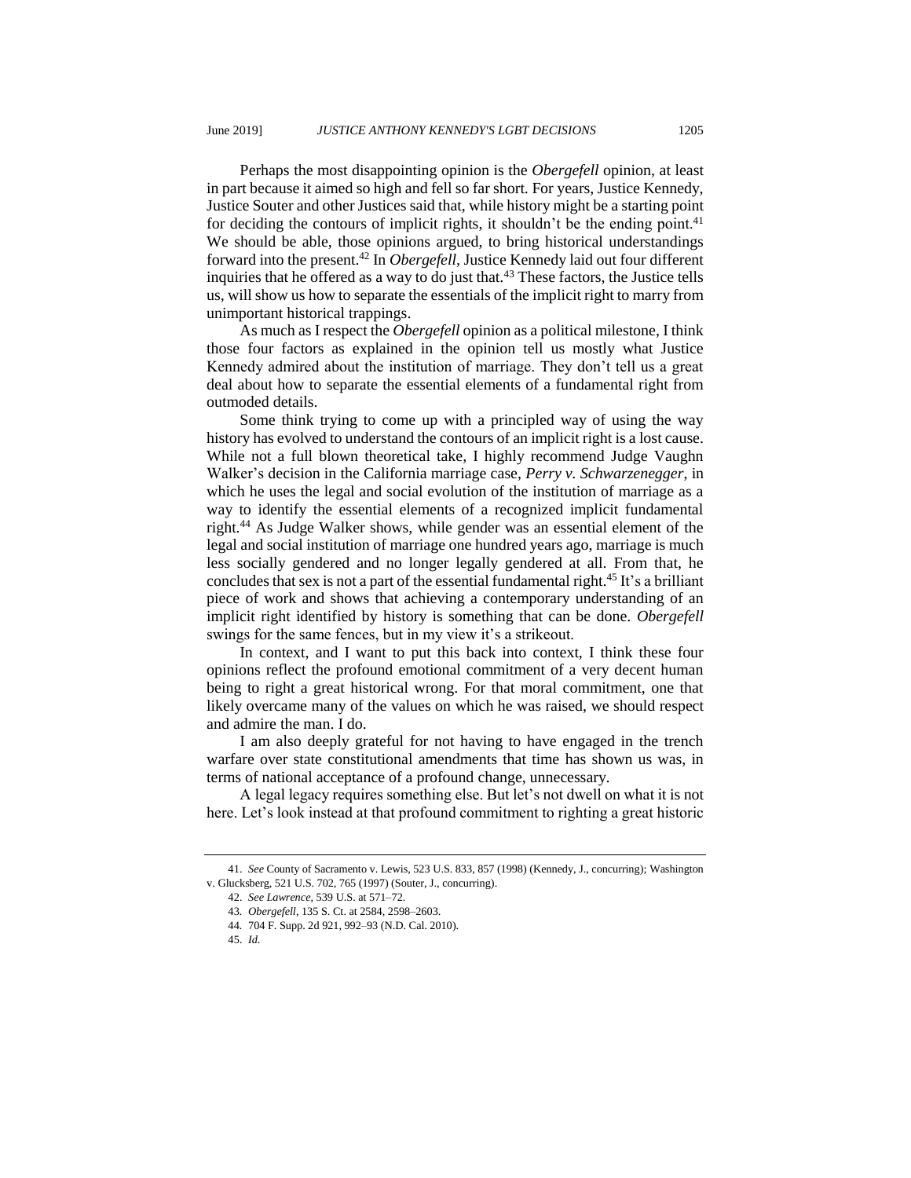Perhaps the most disappointing opinion is the *Obergefell* opinion, at least in part because it aimed so high and fell so far short. For years, Justice Kennedy, Justice Souter and other Justices said that, while history might be a starting point for deciding the contours of implicit rights, it shouldn't be the ending point.[41] We should be able, those opinions argued, to bring historical understandings forward into the present.[42] In *Obergefell*, Justice Kennedy laid out four different inquiries that he offered as a way to do just that.[43] These factors, the Justice tells us, will show us how to separate the essentials of the implicit right to marry from unimportant historical trappings.

As much as I respect the *Obergefell* opinion as a political milestone, I think those four factors as explained in the opinion tell us mostly what Justice Kennedy admired about the institution of marriage. They don't tell us a great deal about how to separate the essential elements of a fundamental right from outmoded details.

Some think trying to come up with a principled way of using the way history has evolved to understand the contours of an implicit right is a lost cause. While not a full blown theoretical take, I highly recommend Judge Vaughn Walker's decision in the California marriage case, *Perry v. Schwarzenegger*, in which he uses the legal and social evolution of the institution of marriage as a way to identify the essential elements of a recognized implicit fundamental right.[44] As Judge Walker shows, while gender was an essential element of the legal and social institution of marriage one hundred years ago, marriage is much less socially gendered and no longer legally gendered at all. From that, he concludes that sex is not a part of the essential fundamental right.[45] It's a brilliant piece of work and shows that achieving a contemporary understanding of an implicit right identified by history is something that can be done. *Obergefell* swings for the same fences, but in my view it's a strikeout.

In context, and I want to put this back into context, I think these four opinions reflect the profound emotional commitment of a very decent human being to right a great historical wrong. For that moral commitment, one that likely overcame many of the values on which he was raised, we should respect and admire the man. I do.

I am also deeply grateful for not having to have engaged in the trench warfare over state constitutional amendments that time has shown us was, in terms of national acceptance of a profound change, unnecessary.

A legal legacy requires something else. But let's not dwell on what it is not here. Let's look instead at that profound commitment to righting a great historic

---

41. *See* County of Sacramento v. Lewis, 523 U.S. 833, 857 (1998) (Kennedy, J., concurring); Washington v. Glucksberg, 521 U.S. 702, 765 (1997) (Souter, J., concurring).

42. *See Lawrence*, 539 U.S. at 571–72.

43. *Obergefell*, 135 S. Ct. at 2584, 2598–2603.

44. 704 F. Supp. 2d 921, 992–93 (N.D. Cal. 2010).

45. *Id.*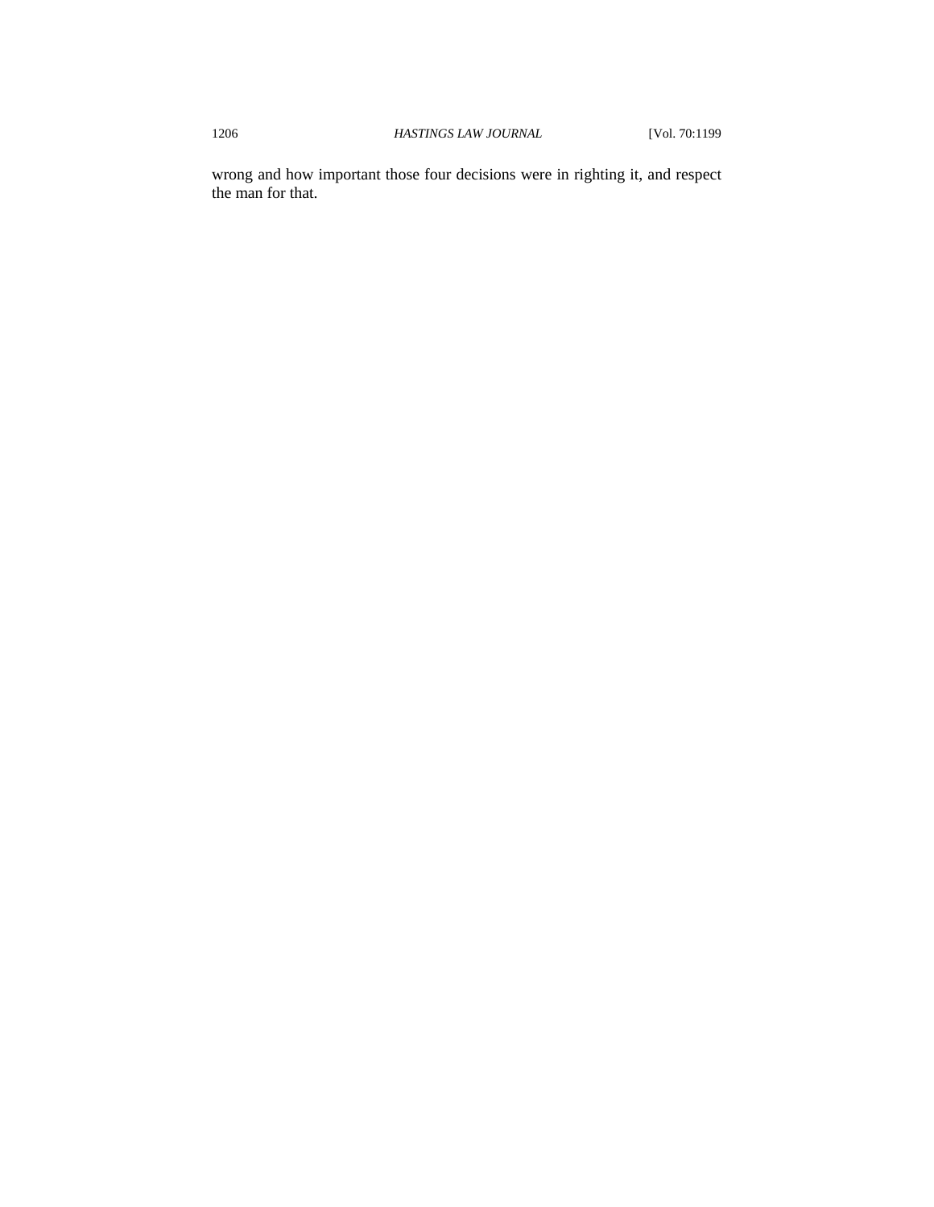wrong and how important those four decisions were in righting it, and respect the man for that.